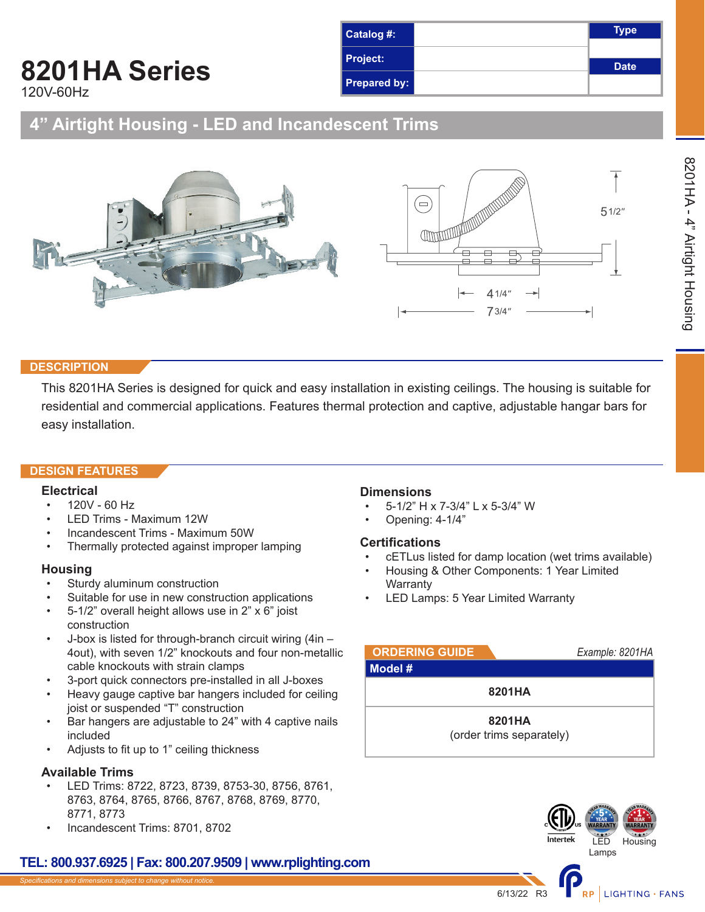# 8201HA Series

120V-60Hz

| Catalog #: | | Type |
|---|---|---|
| Project: | | |
| Prepared by: | | Date |

## 4" Airtight Housing - LED and Incandescent Trims

5 1/2"

4 1/4"

7 3/4"

## DESCRIPTION

This 8201HA Series is designed for quick and easy installation in existing ceilings. The housing is suitable for residential and commercial applications. Features thermal protection and captive, adjustable hangar bars for easy installation.

## DESIGN FEATURES

### Electrical

- 120V - 60 Hz
- LED Trims - Maximum 12W
- Incandescent Trims - Maximum 50W
- Thermally protected against improper lamping

### Housing

- Sturdy aluminum construction
- Suitable for use in new construction applications
- 5-1/2" overall height allows use in 2" x 6" joist construction
- J-box is listed for through-branch circuit wiring (4in – 4out), with seven 1/2" knockouts and four non-metallic cable knockouts with strain clamps
- 3-port quick connectors pre-installed in all J-boxes
- Heavy gauge captive bar hangers included for ceiling joist or suspended "T" construction
- Bar hangers are adjustable to 24" with 4 captive nails included
- Adjusts to fit up to 1" ceiling thickness

### Available Trims

- LED Trims: 8722, 8723, 8739, 8753-30, 8756, 8761, 8763, 8764, 8765, 8766, 8767, 8768, 8769, 8770, 8771, 8773
- Incandescent Trims: 8701, 8702

### Dimensions

- 5-1/2" H x 7-3/4" L x 5-3/4" W
- Opening: 4-1/4"

### Certifications

- cETLus listed for damp location (wet trims available)
- Housing & Other Components: 1 Year Limited Warranty
- LED Lamps: 5 Year Limited Warranty

## ORDERING GUIDE

*Example: 8201HA*

| Model # |
|---|
| **8201HA** |
| **8201HA** (order trims separately) |

Intertek · LED Lamps · Housing

TEL: 800.937.6925 | Fax: 800.207.9509 | www.rplighting.com

*Specifications and dimensions subject to change without notice.*

6/13/22 R3

RP | LIGHTING · FANS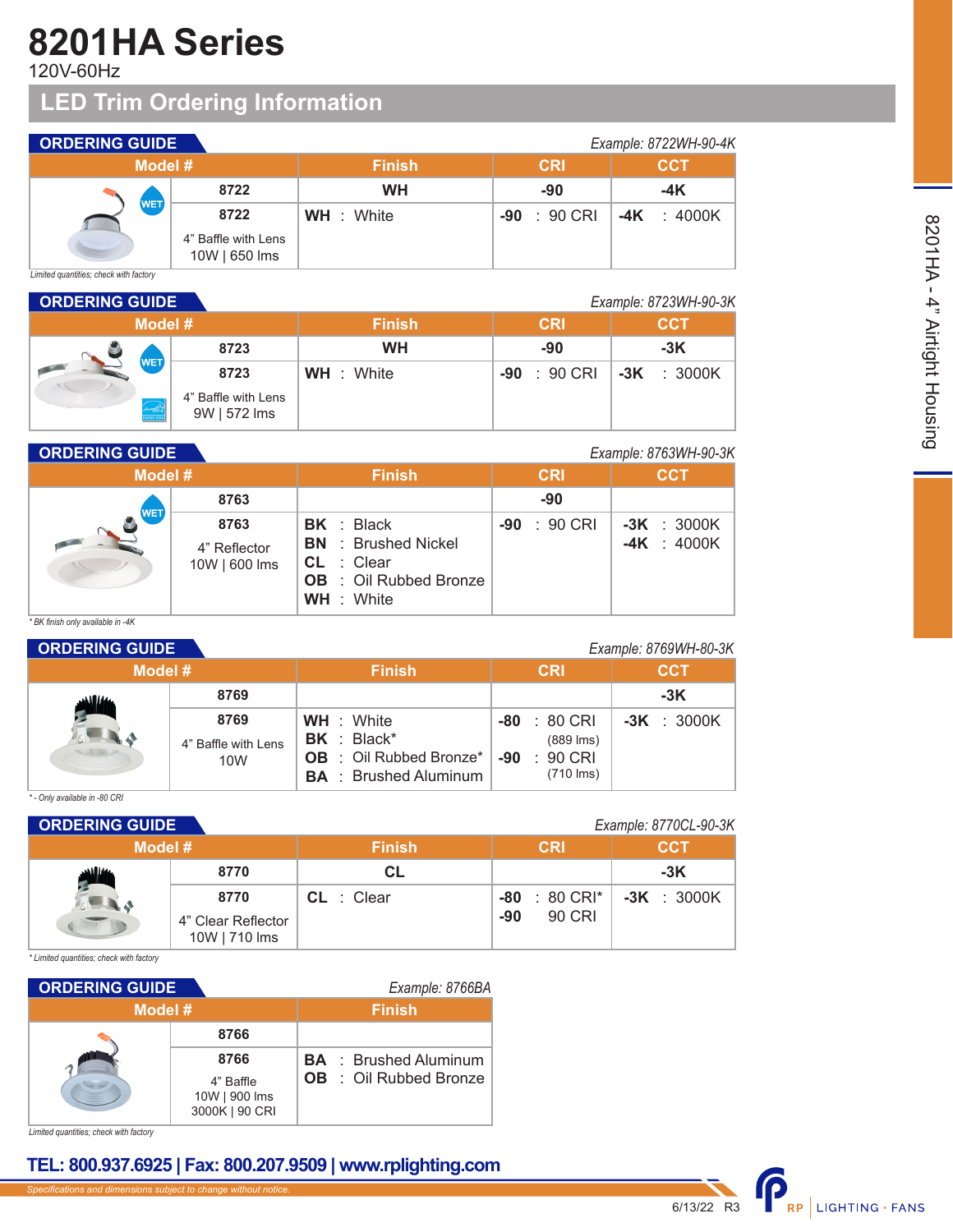# 8201HA Series

120V-60Hz

## LED Trim Ordering Information

### ORDERING GUIDE

*Example: 8722WH-90-4K*

| Model # | | Finish | CRI | CCT |
|---|---|---|---|---|
| | 8722 | WH | -90 | -4K |
| WET | 8722<br>4" Baffle with Lens<br>10W \| 650 lms | WH : White | -90 : 90 CRI | -4K : 4000K |

*Limited quantities; check with factory*

### ORDERING GUIDE

*Example: 8723WH-90-3K*

| Model # | | Finish | CRI | CCT |
|---|---|---|---|---|
| | 8723 | WH | -90 | -3K |
| WET | 8723<br>4" Baffle with Lens<br>9W \| 572 lms | WH : White | -90 : 90 CRI | -3K : 3000K |

### ORDERING GUIDE

*Example: 8763WH-90-3K*

| Model # | | Finish | CRI | CCT |
|---|---|---|---|---|
| | 8763 | | -90 | |
| WET | 8763<br>4" Reflector<br>10W \| 600 lms | BK : Black<br>BN : Brushed Nickel<br>CL : Clear<br>OB : Oil Rubbed Bronze<br>WH : White | -90 : 90 CRI | -3K : 3000K<br>-4K : 4000K |

*\* BK finish only available in -4K*

### ORDERING GUIDE

*Example: 8769WH-80-3K*

| Model # | | Finish | CRI | CCT |
|---|---|---|---|---|
| | 8769 | | | -3K |
| | 8769<br>4" Baffle with Lens<br>10W | WH : White<br>BK : Black*<br>OB : Oil Rubbed Bronze*<br>BA : Brushed Aluminum | -80 : 80 CRI (889 lms)<br>-90 : 90 CRI (710 lms) | -3K : 3000K |

*\* - Only available in -80 CRI*

### ORDERING GUIDE

*Example: 8770CL-90-3K*

| Model # | | Finish | CRI | CCT |
|---|---|---|---|---|
| | 8770 | CL | | -3K |
| | 8770<br>4" Clear Reflector<br>10W \| 710 lms | CL : Clear | -80 : 80 CRI*<br>-90 : 90 CRI | -3K : 3000K |

*\* Limited quantities; check with factory*

### ORDERING GUIDE

*Example: 8766BA*

| Model # | | Finish |
|---|---|---|
| | 8766 | |
| | 8766<br>4" Baffle<br>10W \| 900 lms<br>3000K \| 90 CRI | BA : Brushed Aluminum<br>OB : Oil Rubbed Bronze |

*Limited quantities; check with factory*

**TEL: 800.937.6925 | Fax: 800.207.9509 | www.rplighting.com**

*Specifications and dimensions subject to change without notice.*

6/13/22 R3

8201HA - 4" Airtight Housing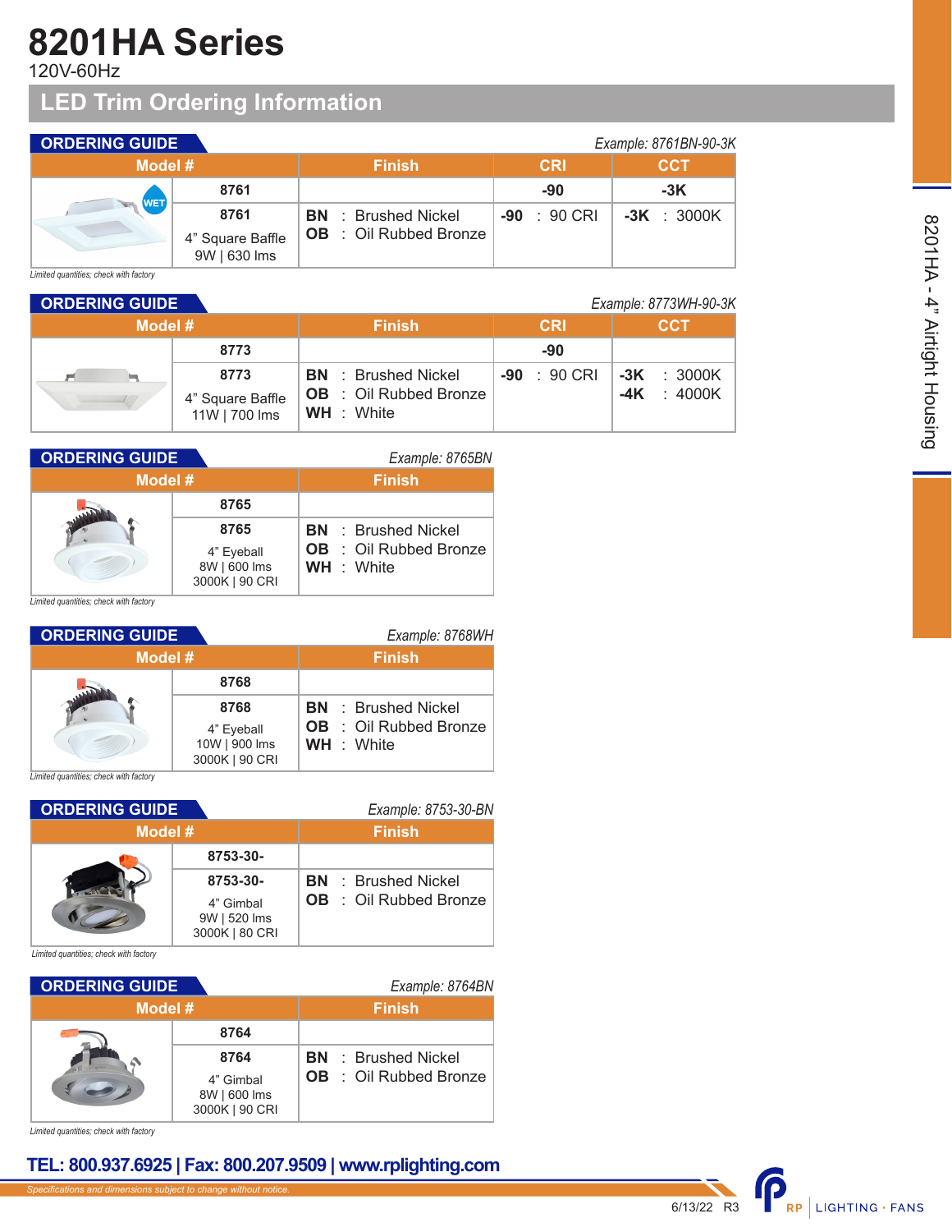# 8201HA Series

120V-60Hz

## LED Trim Ordering Information

### ORDERING GUIDE

*Example: 8761BN-90-3K*

| Model # | | Finish | CRI | CCT |
|---|---|---|---|---|
| | 8761 | | -90 | -3K |
| | 8761<br>4" Square Baffle<br>9W \| 630 lms | **BN** : Brushed Nickel<br>**OB** : Oil Rubbed Bronze | **-90** : 90 CRI | **-3K** : 3000K |

*Limited quantities; check with factory*

### ORDERING GUIDE

*Example: 8773WH-90-3K*

| Model # | | Finish | CRI | CCT |
|---|---|---|---|---|
| | 8773 | | -90 | |
| | 8773<br>4" Square Baffle<br>11W \| 700 lms | **BN** : Brushed Nickel<br>**OB** : Oil Rubbed Bronze<br>**WH** : White | **-90** : 90 CRI | **-3K** : 3000K<br>**-4K** : 4000K |

### ORDERING GUIDE

*Example: 8765BN*

| Model # | | Finish |
|---|---|---|
| | 8765 | |
| | 8765<br>4" Eyeball<br>8W \| 600 lms<br>3000K \| 90 CRI | **BN** : Brushed Nickel<br>**OB** : Oil Rubbed Bronze<br>**WH** : White |

*Limited quantities; check with factory*

### ORDERING GUIDE

*Example: 8768WH*

| Model # | | Finish |
|---|---|---|
| | 8768 | |
| | 8768<br>4" Eyeball<br>10W \| 900 lms<br>3000K \| 90 CRI | **BN** : Brushed Nickel<br>**OB** : Oil Rubbed Bronze<br>**WH** : White |

*Limited quantities; check with factory*

### ORDERING GUIDE

*Example: 8753-30-BN*

| Model # | | Finish |
|---|---|---|
| | 8753-30- | |
| | 8753-30-<br>4" Gimbal<br>9W \| 520 lms<br>3000K \| 80 CRI | **BN** : Brushed Nickel<br>**OB** : Oil Rubbed Bronze |

*Limited quantities; check with factory*

### ORDERING GUIDE

*Example: 8764BN*

| Model # | | Finish |
|---|---|---|
| | 8764 | |
| | 8764<br>4" Gimbal<br>8W \| 600 lms<br>3000K \| 90 CRI | **BN** : Brushed Nickel<br>**OB** : Oil Rubbed Bronze |

*Limited quantities; check with factory*

**TEL: 800.937.6925 | Fax: 800.207.9509 | www.rplighting.com**

*Specifications and dimensions subject to change without notice.*

6/13/22 R3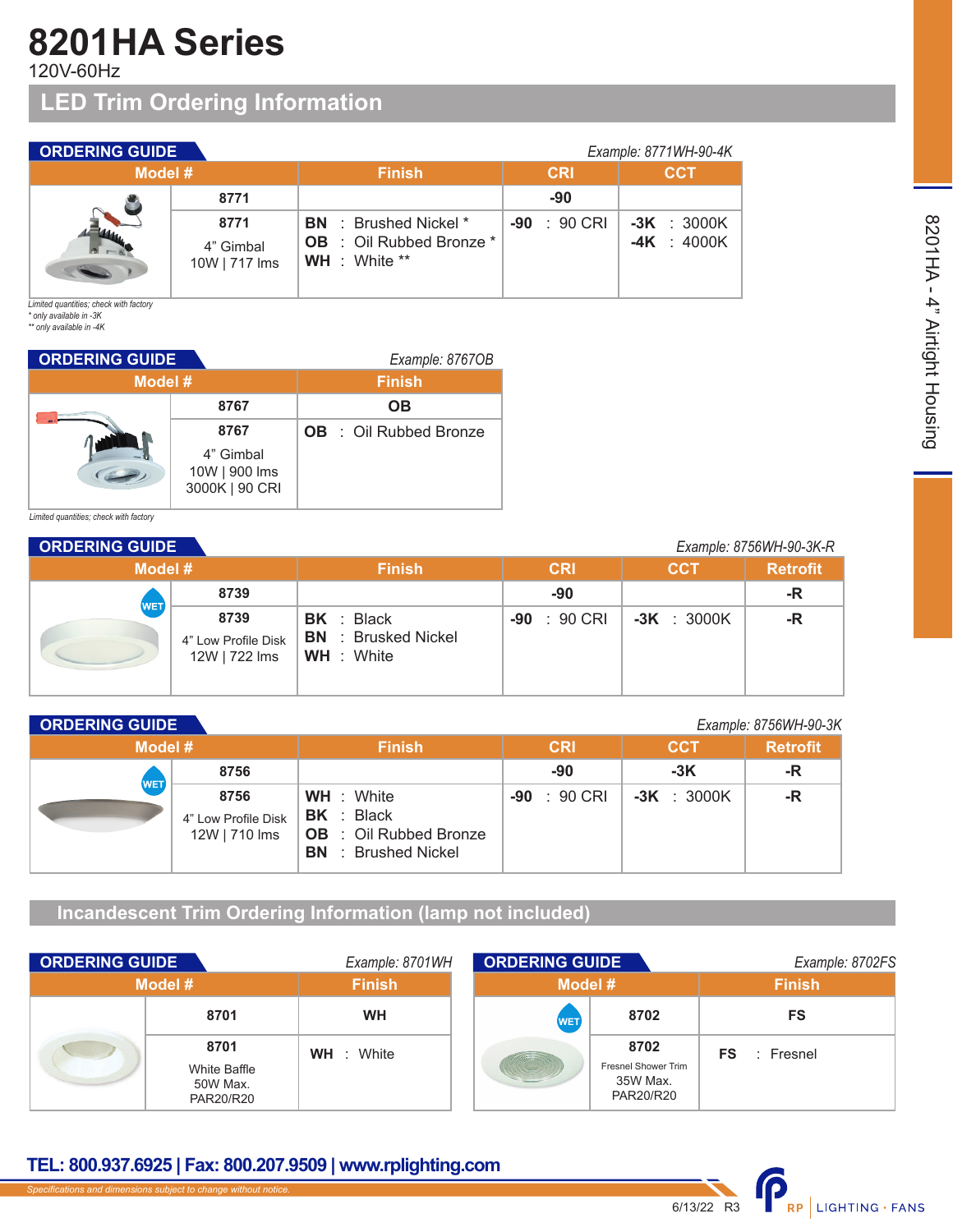# 8201HA Series

120V-60Hz

## LED Trim Ordering Information

**ORDERING GUIDE** — *Example: 8771WH-90-4K*

| Model # | Finish | CRI | CCT |
|---|---|---|---|
| 8771 | | -90 | |
| 8771<br>4" Gimbal<br>10W \| 717 lms | **BN** : Brushed Nickel *<br>**OB** : Oil Rubbed Bronze *<br>**WH** : White ** | **-90** : 90 CRI | **-3K** : 3000K<br>**-4K** : 4000K |

*Limited quantities; check with factory*
*\* only available in -3K*
*\*\* only available in -4K*

**ORDERING GUIDE** — *Example: 8767OB*

| Model # | Finish |
|---|---|
| 8767 | OB |
| 8767<br>4" Gimbal<br>10W \| 900 lms<br>3000K \| 90 CRI | **OB** : Oil Rubbed Bronze |

*Limited quantities; check with factory*

**ORDERING GUIDE** — *Example: 8756WH-90-3K-R*

| Model # | Finish | CRI | CCT | Retrofit |
|---|---|---|---|---|
| WET 8739 | | -90 | | -R |
| 8739<br>4" Low Profile Disk<br>12W \| 722 lms | **BK** : Black<br>**BN** : Brusked Nickel<br>**WH** : White | **-90** : 90 CRI | **-3K** : 3000K | -R |

**ORDERING GUIDE** — *Example: 8756WH-90-3K*

| Model # | Finish | CRI | CCT | Retrofit |
|---|---|---|---|---|
| WET 8756 | | -90 | -3K | -R |
| 8756<br>4" Low Profile Disk<br>12W \| 710 lms | **WH** : White<br>**BK** : Black<br>**OB** : Oil Rubbed Bronze<br>**BN** : Brushed Nickel | **-90** : 90 CRI | **-3K** : 3000K | -R |

## Incandescent Trim Ordering Information (lamp not included)

**ORDERING GUIDE** — *Example: 8701WH*

| Model # | Finish |
|---|---|
| 8701 | WH |
| 8701<br>White Baffle<br>50W Max.<br>PAR20/R20 | **WH** : White |

**ORDERING GUIDE** — *Example: 8702FS*

| Model # | Finish |
|---|---|
| WET 8702 | FS |
| 8702<br>Fresnel Shower Trim<br>35W Max.<br>PAR20/R20 | **FS** : Fresnel |

8201HA - 4" Airtight Housing

**TEL: 800.937.6925 | Fax: 800.207.9509 | www.rplighting.com**

*Specifications and dimensions subject to change without notice.*

6/13/22 R3

RP | LIGHTING · FANS